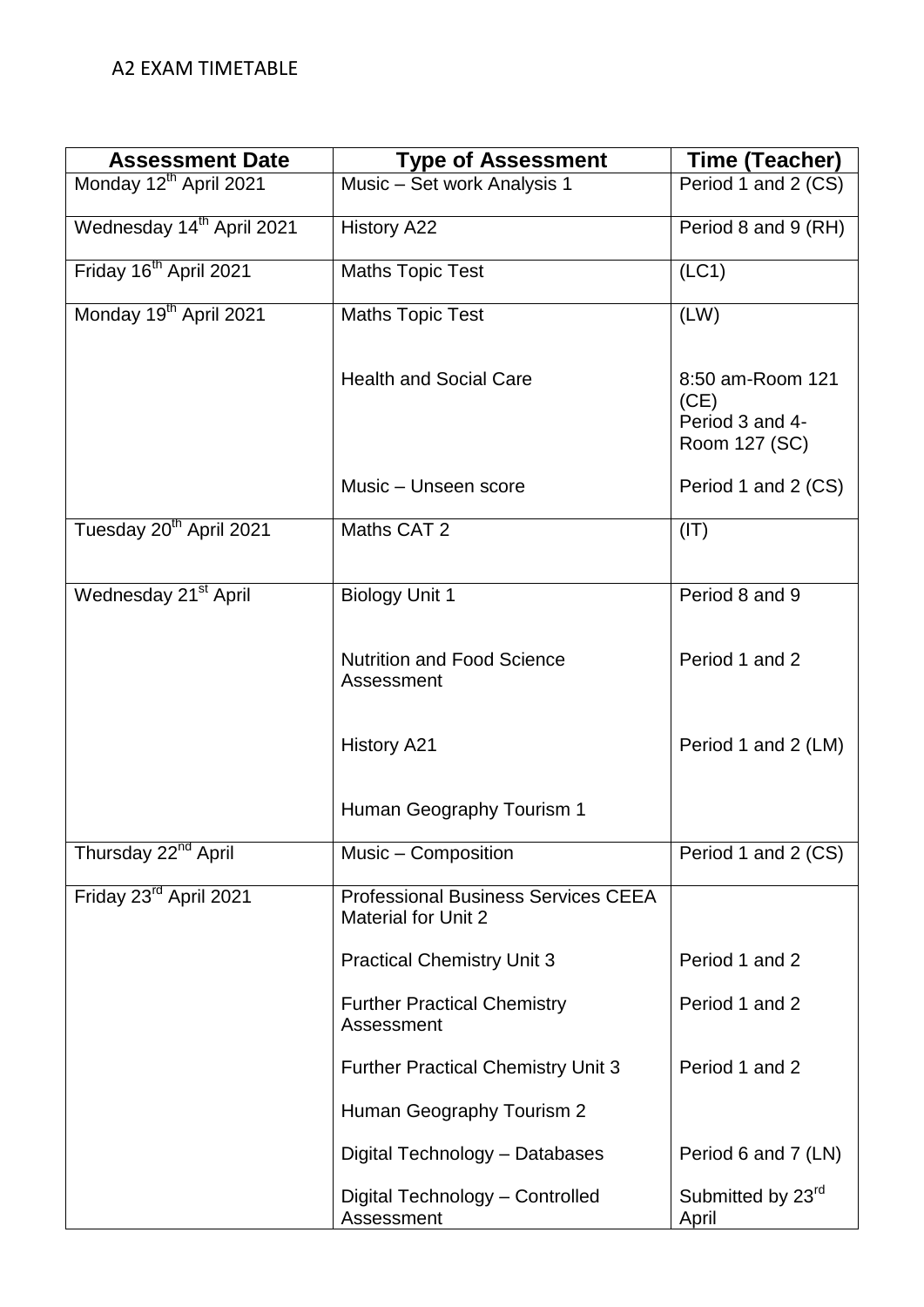# A2 EXAM TIMETABLE

| Assessment Date | Type of Assessment | Time (Teacher) |
| --- | --- | --- |
| Monday 12th April 2021 | Music – Set work Analysis 1 | Period 1 and 2 (CS) |
| Wednesday 14th April 2021 | History A22 | Period 8 and 9 (RH) |
| Friday 16th April 2021 | Maths Topic Test | (LC1) |
| Monday 19th April 2021 | Maths Topic Test | (LW) |
| | Health and Social Care | 8:50 am-Room 121 (CE) Period 3 and 4- Room 127 (SC) |
| | Music – Unseen score | Period 1 and 2 (CS) |
| Tuesday 20th April 2021 | Maths CAT 2 | (IT) |
| Wednesday 21st April | Biology Unit 1 | Period 8 and 9 |
| | Nutrition and Food Science Assessment | Period 1 and 2 |
| | History A21 | Period 1 and 2 (LM) |
| | Human Geography Tourism 1 | |
| Thursday 22nd April | Music – Composition | Period 1 and 2 (CS) |
| Friday 23rd April 2021 | Professional Business Services CEEA Material for Unit 2 | |
| | Practical Chemistry Unit 3 | Period 1 and 2 |
| | Further Practical Chemistry Assessment | Period 1 and 2 |
| | Further Practical Chemistry Unit 3 | Period 1 and 2 |
| | Human Geography Tourism 2 | |
| | Digital Technology – Databases | Period 6 and 7 (LN) |
| | Digital Technology – Controlled Assessment | Submitted by 23rd April |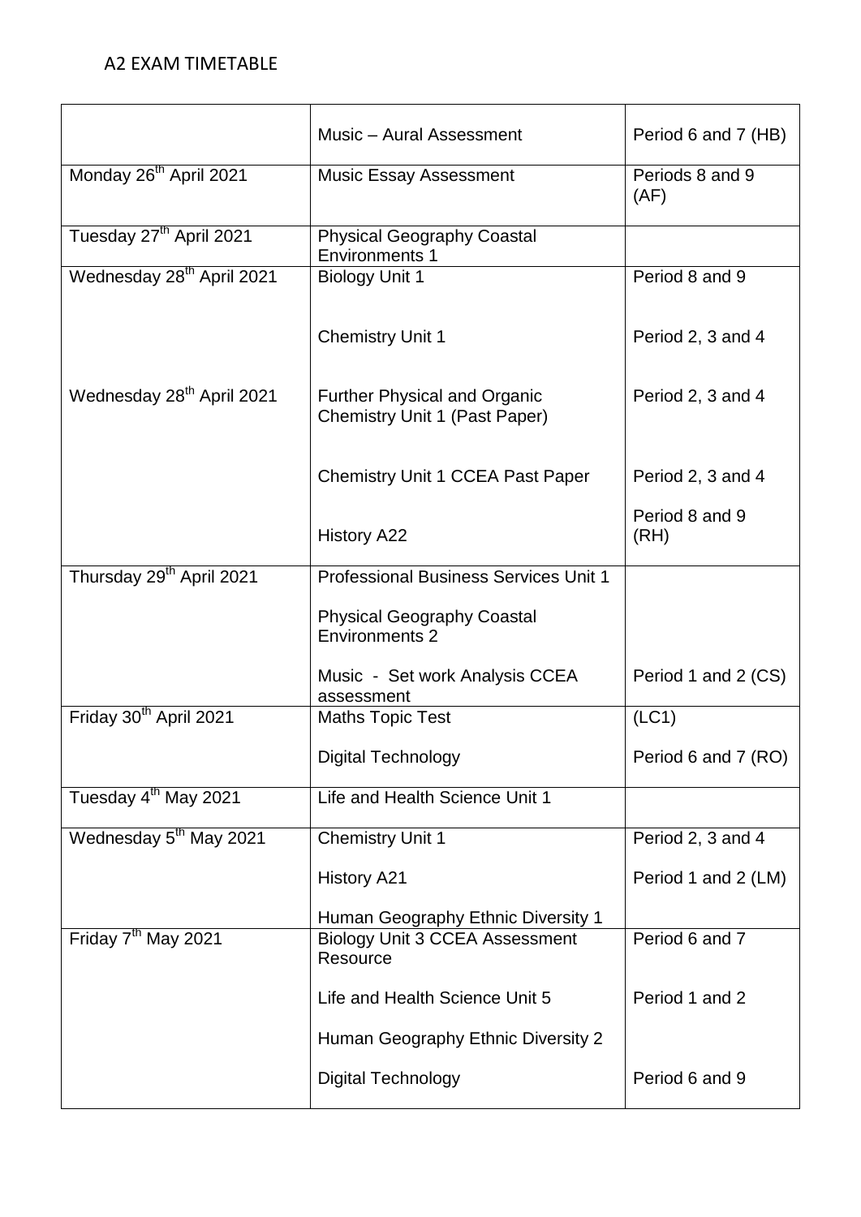## A2 EXAM TIMETABLE

| | | |
|---|---|---|
| | Music – Aural Assessment | Period 6 and 7 (HB) |
| Monday 26th April 2021 | Music Essay Assessment | Periods 8 and 9 (AF) |
| Tuesday 27th April 2021 | Physical Geography Coastal Environments 1 | |
| Wednesday 28th April 2021 | Biology Unit 1 | Period 8 and 9 |
| | Chemistry Unit 1 | Period 2, 3 and 4 |
| Wednesday 28th April 2021 | Further Physical and Organic Chemistry Unit 1 (Past Paper) | Period 2, 3 and 4 |
| | Chemistry Unit 1 CCEA Past Paper | Period 2, 3 and 4 |
| | History A22 | Period 8 and 9 (RH) |
| Thursday 29th April 2021 | Professional Business Services Unit 1 | |
| | Physical Geography Coastal Environments 2 | |
| | Music - Set work Analysis CCEA assessment | Period 1 and 2 (CS) |
| Friday 30th April 2021 | Maths Topic Test | (LC1) |
| | Digital Technology | Period 6 and 7 (RO) |
| Tuesday 4th May 2021 | Life and Health Science Unit 1 | |
| Wednesday 5th May 2021 | Chemistry Unit 1 | Period 2, 3 and 4 |
| | History A21 | Period 1 and 2 (LM) |
| | Human Geography Ethnic Diversity 1 | |
| Friday 7th May 2021 | Biology Unit 3 CCEA Assessment Resource | Period 6 and 7 |
| | Life and Health Science Unit 5 | Period 1 and 2 |
| | Human Geography Ethnic Diversity 2 | |
| | Digital Technology | Period 6 and 9 |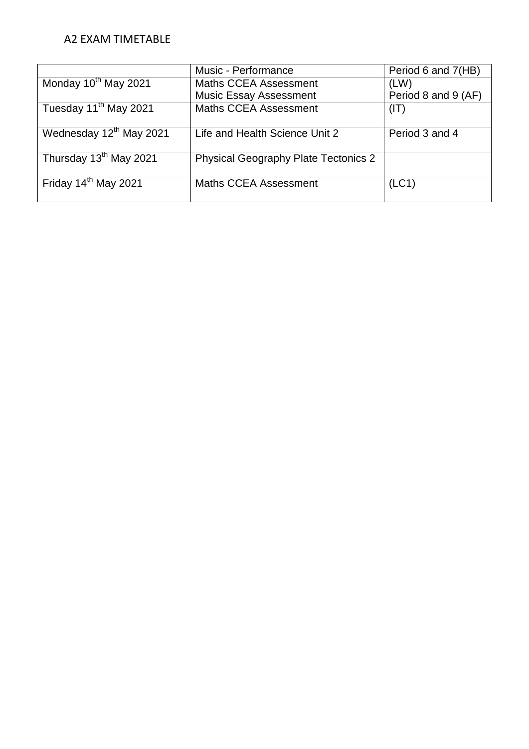## A2 EXAM TIMETABLE

| | | |
|---|---|---|
| | Music - Performance | Period 6 and 7(HB) |
| Monday 10th May 2021 | Maths CCEA Assessment<br>Music Essay Assessment | (LW)<br>Period 8 and 9 (AF) |
| Tuesday 11th May 2021 | Maths CCEA Assessment | (IT) |
| Wednesday 12th May 2021 | Life and Health Science Unit 2 | Period 3 and 4 |
| Thursday 13th May 2021 | Physical Geography Plate Tectonics 2 | |
| Friday 14th May 2021 | Maths CCEA Assessment | (LC1) |